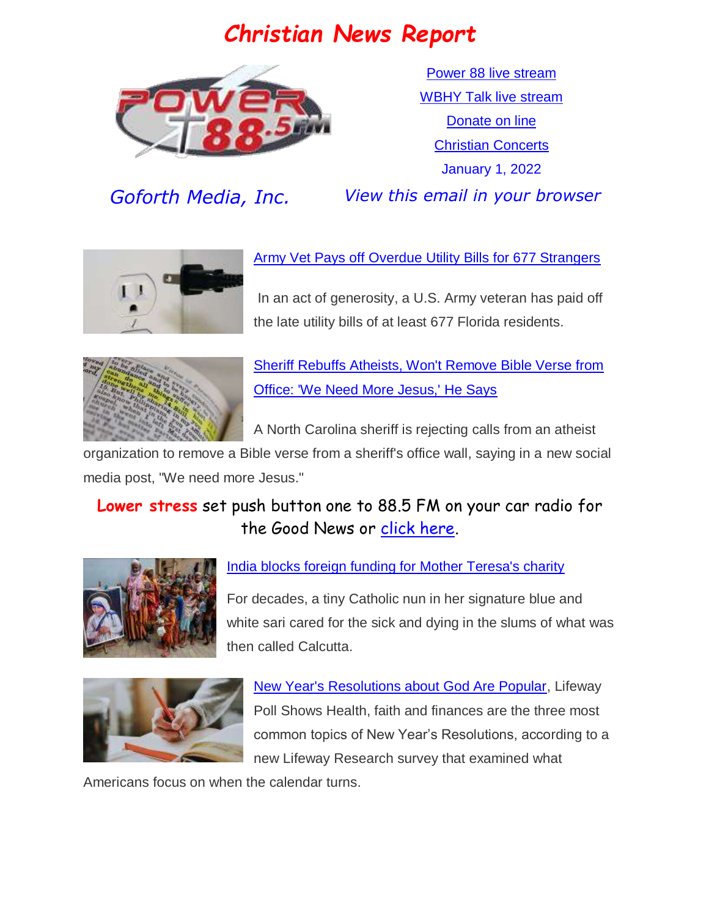# Christian News Report

Power 88 live stream

WBHY Talk live stream

Donate on line

Christian Concerts

January 1, 2022

*Goforth Media, Inc.*

*View this email in your browser*

Army Vet Pays off Overdue Utility Bills for 677 Strangers

In an act of generosity, a U.S. Army veteran has paid off the late utility bills of at least 677 Florida residents.

Sheriff Rebuffs Atheists, Won't Remove Bible Verse from Office: 'We Need More Jesus,' He Says

A North Carolina sheriff is rejecting calls from an atheist organization to remove a Bible verse from a sheriff's office wall, saying in a new social media post, "We need more Jesus."

**Lower stress** set push button one to 88.5 FM on your car radio for the Good News or click here.

India blocks foreign funding for Mother Teresa's charity

For decades, a tiny Catholic nun in her signature blue and white sari cared for the sick and dying in the slums of what was then called Calcutta.

New Year's Resolutions about God Are Popular, Lifeway Poll Shows Health, faith and finances are the three most common topics of New Year's Resolutions, according to a new Lifeway Research survey that examined what Americans focus on when the calendar turns.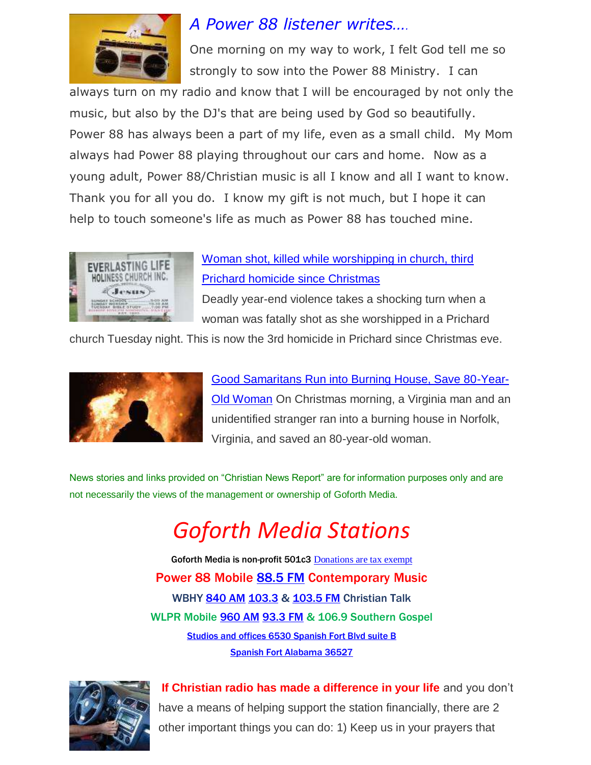## *A Power 88 listener writes….*

One morning on my way to work, I felt God tell me so strongly to sow into the Power 88 Ministry. I can always turn on my radio and know that I will be encouraged by not only the music, but also by the DJ's that are being used by God so beautifully. Power 88 has always been a part of my life, even as a small child. My Mom always had Power 88 playing throughout our cars and home. Now as a young adult, Power 88/Christian music is all I know and all I want to know. Thank you for all you do. I know my gift is not much, but I hope it can help to touch someone's life as much as Power 88 has touched mine.

Woman shot, killed while worshipping in church, third Prichard homicide since Christmas

Deadly year-end violence takes a shocking turn when a woman was fatally shot as she worshipped in a Prichard church Tuesday night. This is now the 3rd homicide in Prichard since Christmas eve.

Good Samaritans Run into Burning House, Save 80-Year-Old Woman On Christmas morning, a Virginia man and an unidentified stranger ran into a burning house in Norfolk, Virginia, and saved an 80-year-old woman.

News stories and links provided on "Christian News Report" are for information purposes only and are not necessarily the views of the management or ownership of Goforth Media.

# *Goforth Media Stations*

Goforth Media is non-profit 501c3 Donations are tax exempt

**Power 88 Mobile 88.5 FM Contemporary Music**

**WBHY 840 AM 103.3 & 103.5 FM Christian Talk**

**WLPR Mobile 960 AM 93.3 FM & 106.9 Southern Gospel**

**Studios and offices 6530 Spanish Fort Blvd suite B**

**Spanish Fort Alabama 36527**

**If Christian radio has made a difference in your life** and you don't have a means of helping support the station financially, there are 2 other important things you can do: 1) Keep us in your prayers that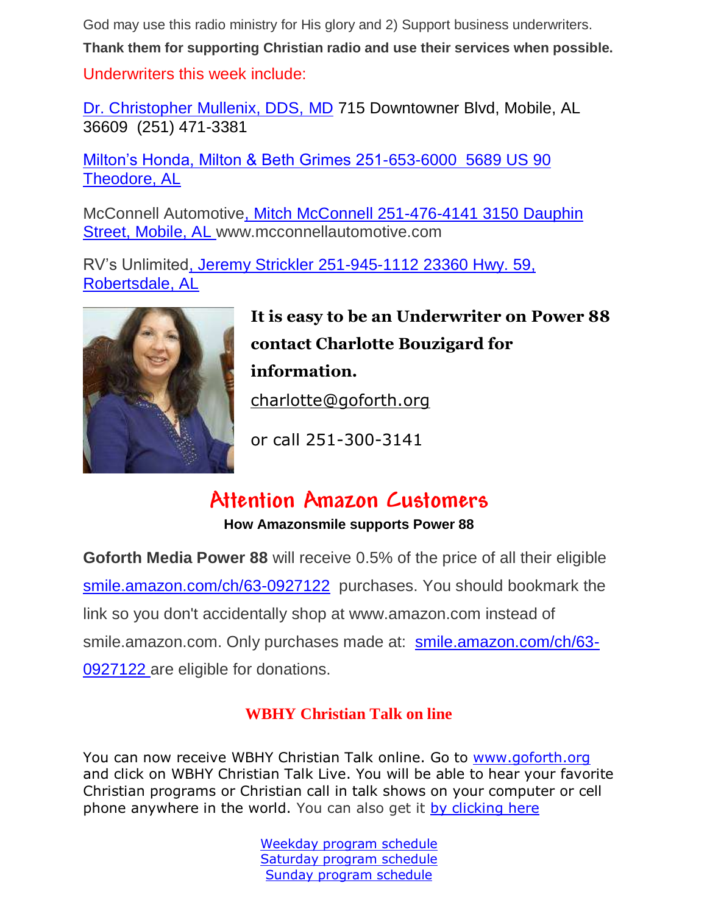God may use this radio ministry for His glory and 2) Support business underwriters.

**Thank them for supporting Christian radio and use their services when possible.**

Underwriters this week include:

Dr. Christopher Mullenix, DDS, MD 715 Downtowner Blvd, Mobile, AL 36609 (251) 471-3381

Milton's Honda, Milton & Beth Grimes 251-653-6000 5689 US 90 Theodore, AL

McConnell Automotive, Mitch McConnell 251-476-4141 3150 Dauphin Street, Mobile, AL www.mcconnellautomotive.com

RV's Unlimited, Jeremy Strickler 251-945-1112 23360 Hwy. 59, Robertsdale, AL

**It is easy to be an Underwriter on Power 88 contact Charlotte Bouzigard for information.**

charlotte@goforth.org

or call 251-300-3141

## Attention Amazon Customers

**How Amazonsmile supports Power 88**

**Goforth Media Power 88** will receive 0.5% of the price of all their eligible smile.amazon.com/ch/63-0927122 purchases. You should bookmark the link so you don't accidentally shop at www.amazon.com instead of smile.amazon.com. Only purchases made at: smile.amazon.com/ch/63-0927122 are eligible for donations.

### WBHY Christian Talk on line

You can now receive WBHY Christian Talk online. Go to www.goforth.org and click on WBHY Christian Talk Live. You will be able to hear your favorite Christian programs or Christian call in talk shows on your computer or cell phone anywhere in the world. You can also get it by clicking here

Weekday program schedule
Saturday program schedule
Sunday program schedule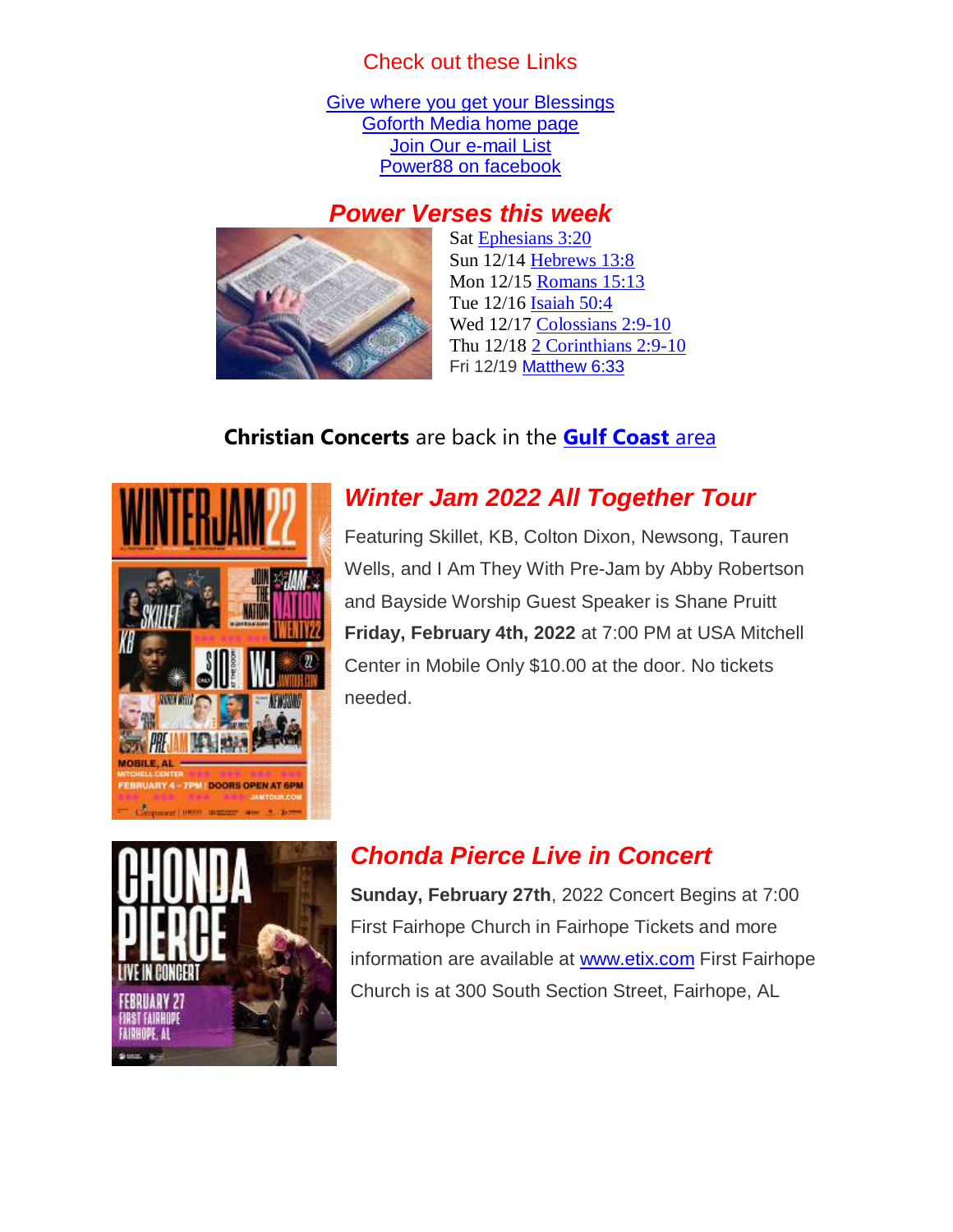Check out these Links

[Give where you get your Blessings]
[Goforth Media home page]
[Join Our e-mail List]
[Power88 on facebook]

## *Power Verses this week*

Sat Ephesians 3:20
Sun 12/14 Hebrews 13:8
Mon 12/15 Romans 15:13
Tue 12/16 Isaiah 50:4
Wed 12/17 Colossians 2:9-10
Thu 12/18 2 Corinthians 2:9-10
Fri 12/19 Matthew 6:33

**Christian Concerts** are back in the **Gulf Coast** area

## *Winter Jam 2022 All Together Tour*

Featuring Skillet, KB, Colton Dixon, Newsong, Tauren Wells, and I Am They With Pre-Jam by Abby Robertson and Bayside Worship Guest Speaker is Shane Pruitt **Friday, February 4th, 2022** at 7:00 PM at USA Mitchell Center in Mobile Only $10.00 at the door. No tickets needed.

## *Chonda Pierce Live in Concert*

**Sunday, February 27th**, 2022 Concert Begins at 7:00 First Fairhope Church in Fairhope Tickets and more information are available at www.etix.com First Fairhope Church is at 300 South Section Street, Fairhope, AL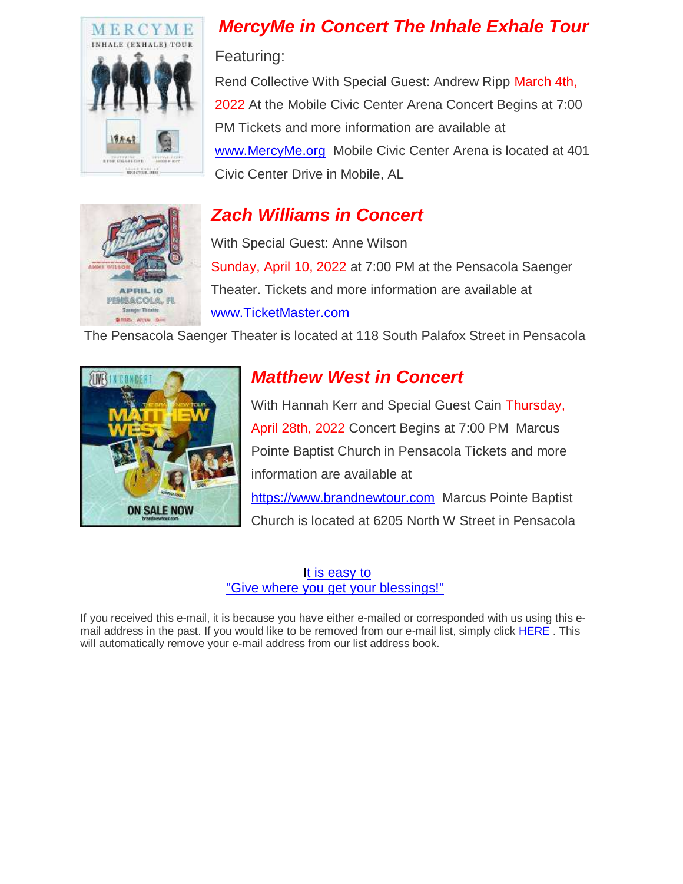## *MercyMe in Concert The Inhale Exhale Tour*

Featuring:

Rend Collective With Special Guest: Andrew Ripp March 4th, 2022 At the Mobile Civic Center Arena Concert Begins at 7:00 PM Tickets and more information are available at [www.MercyMe.org](http://www.MercyMe.org) Mobile Civic Center Arena is located at 401 Civic Center Drive in Mobile, AL

## *Zach Williams in Concert*

With Special Guest: Anne Wilson

Sunday, April 10, 2022 at 7:00 PM at the Pensacola Saenger Theater. Tickets and more information are available at [www.TicketMaster.com](http://www.TicketMaster.com)

The Pensacola Saenger Theater is located at 118 South Palafox Street in Pensacola

## *Matthew West in Concert*

With Hannah Kerr and Special Guest Cain Thursday, April 28th, 2022 Concert Begins at 7:00 PM Marcus Pointe Baptist Church in Pensacola Tickets and more information are available at [https://www.brandnewtour.com](https://www.brandnewtour.com) Marcus Pointe Baptist Church is located at 6205 North W Street in Pensacola

**I**t is easy to
"Give where you get your blessings!"

If you received this e-mail, it is because you have either e-mailed or corresponded with us using this e-mail address in the past. If you would like to be removed from our e-mail list, simply click HERE . This will automatically remove your e-mail address from our list address book.